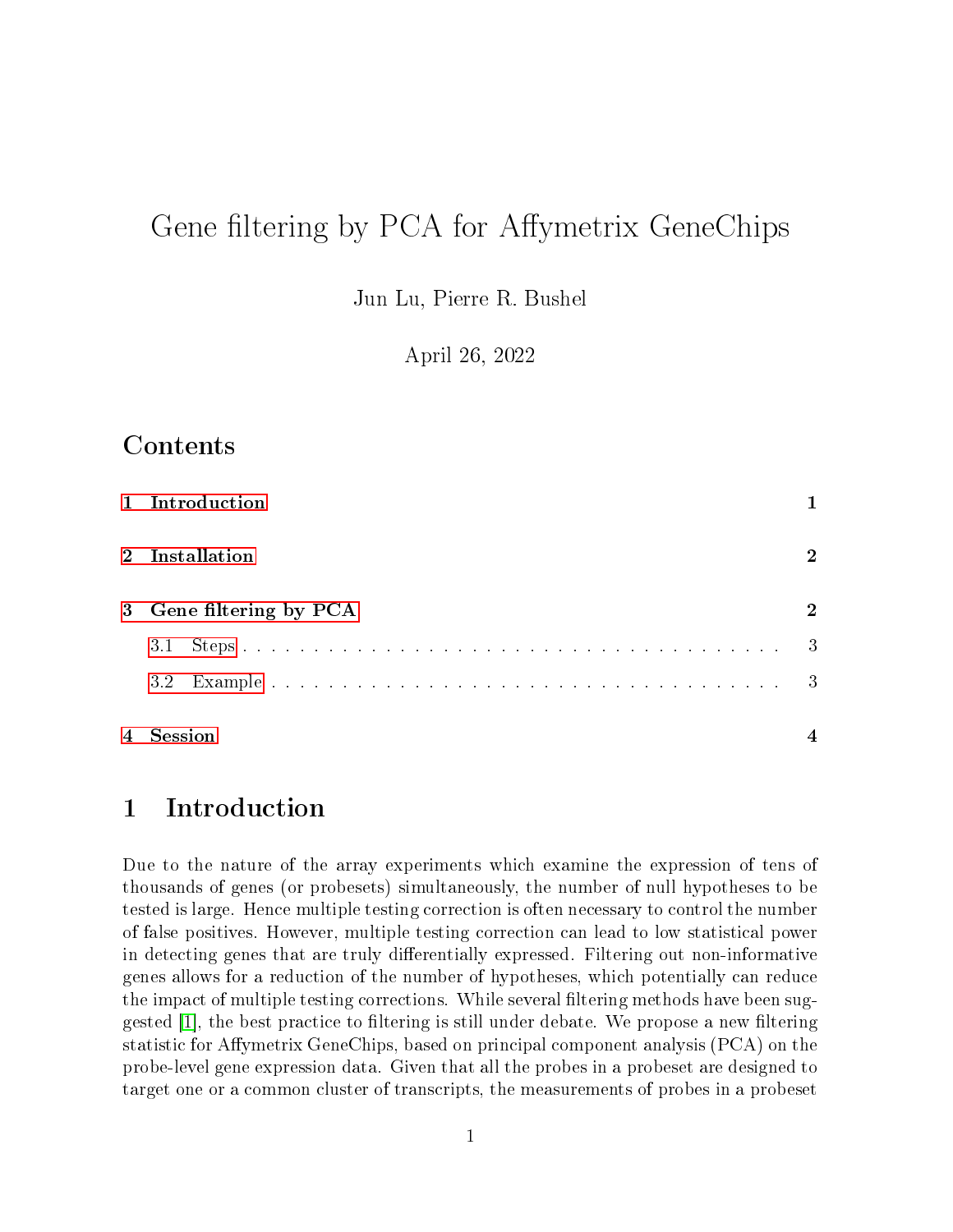# Gene filtering by PCA for Affymetrix GeneChips

Jun Lu, Pierre R. Bushel

April 26, 2022

## Contents

1 Introduction 1

2 Installation 2

3 Gene filtering by PCA 2

3.1 Steps 3

3.2 Example 3

4 Session 4

## 1 Introduction

Due to the nature of the array experiments which examine the expression of tens of thousands of genes (or probesets) simultaneously, the number of null hypotheses to be tested is large. Hence multiple testing correction is often necessary to control the number of false positives. However, multiple testing correction can lead to low statistical power in detecting genes that are truly differentially expressed. Filtering out non-informative genes allows for a reduction of the number of hypotheses, which potentially can reduce the impact of multiple testing corrections. While several filtering methods have been suggested [1], the best practice to filtering is still under debate. We propose a new filtering statistic for Affymetrix GeneChips, based on principal component analysis (PCA) on the probe-level gene expression data. Given that all the probes in a probeset are designed to target one or a common cluster of transcripts, the measurements of probes in a probeset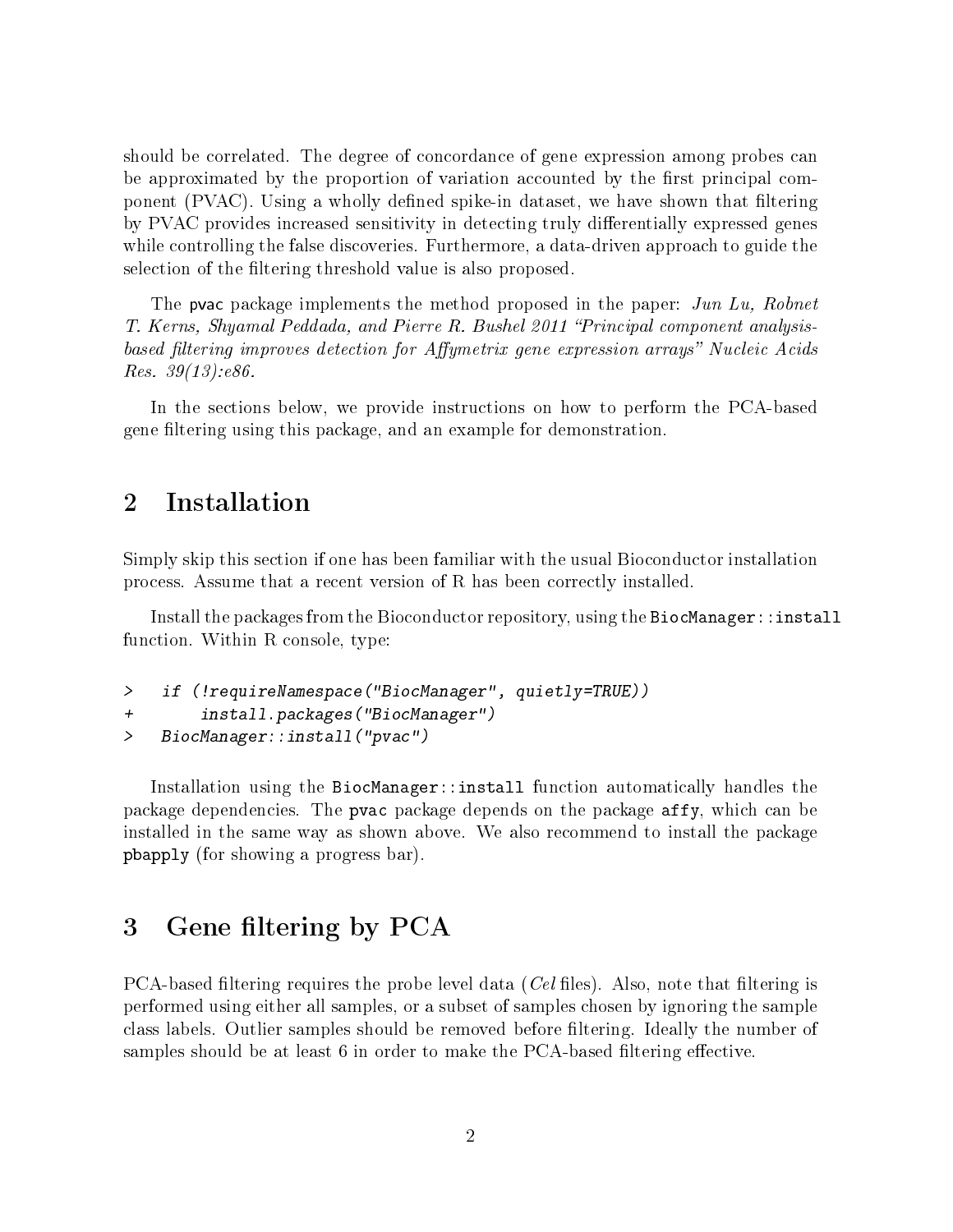should be correlated. The degree of concordance of gene expression among probes can be approximated by the proportion of variation accounted by the first principal component (PVAC). Using a wholly defined spike-in dataset, we have shown that filtering by PVAC provides increased sensitivity in detecting truly differentially expressed genes while controlling the false discoveries. Furthermore, a data-driven approach to guide the selection of the filtering threshold value is also proposed.

The `pvac` package implements the method proposed in the paper: *Jun Lu, Robnet T. Kerns, Shyamal Peddada, and Pierre R. Bushel 2011 "Principal component analysis-based filtering improves detection for Affymetrix gene expression arrays" Nucleic Acids Res. 39(13):e86.*

In the sections below, we provide instructions on how to perform the PCA-based gene filtering using this package, and an example for demonstration.

## 2 Installation

Simply skip this section if one has been familiar with the usual Bioconductor installation process. Assume that a recent version of R has been correctly installed.

Install the packages from the Bioconductor repository, using the `BiocManager::install` function. Within R console, type:

```
>   if (!requireNamespace("BiocManager", quietly=TRUE))
+       install.packages("BiocManager")
>   BiocManager::install("pvac")
```

Installation using the `BiocManager::install` function automatically handles the package dependencies. The `pvac` package depends on the package `affy`, which can be installed in the same way as shown above. We also recommend to install the package `pbapply` (for showing a progress bar).

## 3 Gene filtering by PCA

PCA-based filtering requires the probe level data (*Cel* files). Also, note that filtering is performed using either all samples, or a subset of samples chosen by ignoring the sample class labels. Outlier samples should be removed before filtering. Ideally the number of samples should be at least 6 in order to make the PCA-based filtering effective.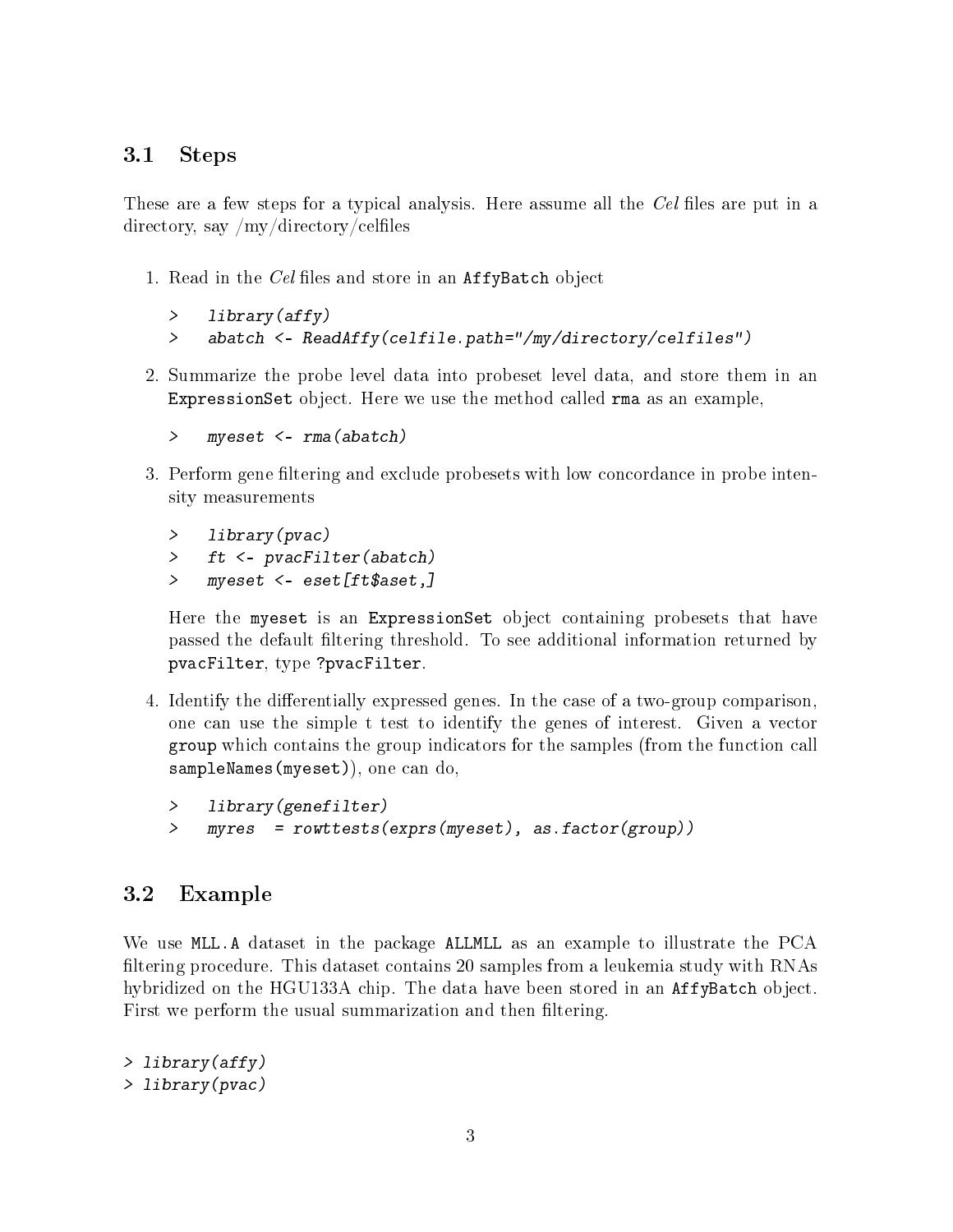## 3.1 Steps

These are a few steps for a typical analysis. Here assume all the *Cel* files are put in a directory, say /my/directory/celfiles

1. Read in the *Cel* files and store in an `AffyBatch` object

   ```
   >   library(affy)
   >   abatch <- ReadAffy(celfile.path="/my/directory/celfiles")
   ```

2. Summarize the probe level data into probeset level data, and store them in an `ExpressionSet` object. Here we use the method called `rma` as an example,

   ```
   >   myeset <- rma(abatch)
   ```

3. Perform gene filtering and exclude probesets with low concordance in probe intensity measurements

   ```
   >   library(pvac)
   >   ft <- pvacFilter(abatch)
   >   myeset <- eset[ft$aset,]
   ```

   Here the `myeset` is an `ExpressionSet` object containing probesets that have passed the default filtering threshold. To see additional information returned by `pvacFilter`, type `?pvacFilter`.

4. Identify the differentially expressed genes. In the case of a two-group comparison, one can use the simple t test to identify the genes of interest. Given a vector `group` which contains the group indicators for the samples (from the function call `sampleNames(myeset)`), one can do,

   ```
   >   library(genefilter)
   >   myres  = rowttests(exprs(myeset), as.factor(group))
   ```

## 3.2 Example

We use `MLL.A` dataset in the package `ALLMLL` as an example to illustrate the PCA filtering procedure. This dataset contains 20 samples from a leukemia study with RNAs hybridized on the HGU133A chip. The data have been stored in an `AffyBatch` object. First we perform the usual summarization and then filtering.

```
> library(affy)
> library(pvac)
```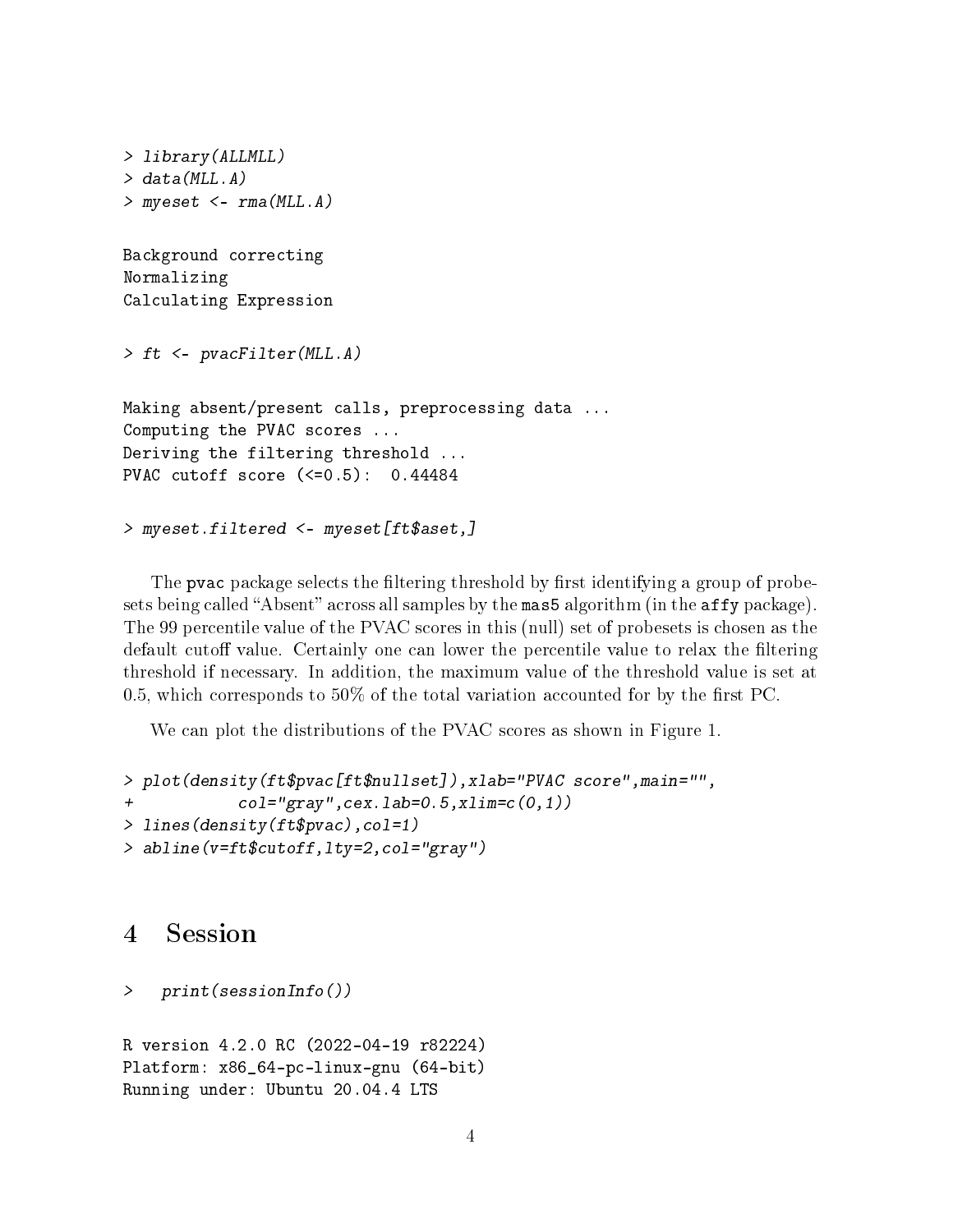```
> library(ALLMLL)
> data(MLL.A)
> myeset <- rma(MLL.A)

Background correcting
Normalizing
Calculating Expression

> ft <- pvacFilter(MLL.A)

Making absent/present calls, preprocessing data ...
Computing the PVAC scores ...
Deriving the filtering threshold ...
PVAC cutoff score (<=0.5):  0.44484

> myeset.filtered <- myeset[ft$aset,]
```

The **pvac** package selects the filtering threshold by first identifying a group of probesets being called "Absent" across all samples by the **mas5** algorithm (in the **affy** package). The 99 percentile value of the PVAC scores in this (null) set of probesets is chosen as the default cutoff value. Certainly one can lower the percentile value to relax the filtering threshold if necessary. In addition, the maximum value of the threshold value is set at 0.5, which corresponds to 50% of the total variation accounted for by the first PC.

We can plot the distributions of the PVAC scores as shown in Figure 1.

```
> plot(density(ft$pvac[ft$nullset]),xlab="PVAC score",main="",
+          col="gray",cex.lab=0.5,xlim=c(0,1))
> lines(density(ft$pvac),col=1)
> abline(v=ft$cutoff,lty=2,col="gray")
```

# 4 Session

```
>   print(sessionInfo())

R version 4.2.0 RC (2022-04-19 r82224)
Platform: x86_64-pc-linux-gnu (64-bit)
Running under: Ubuntu 20.04.4 LTS
```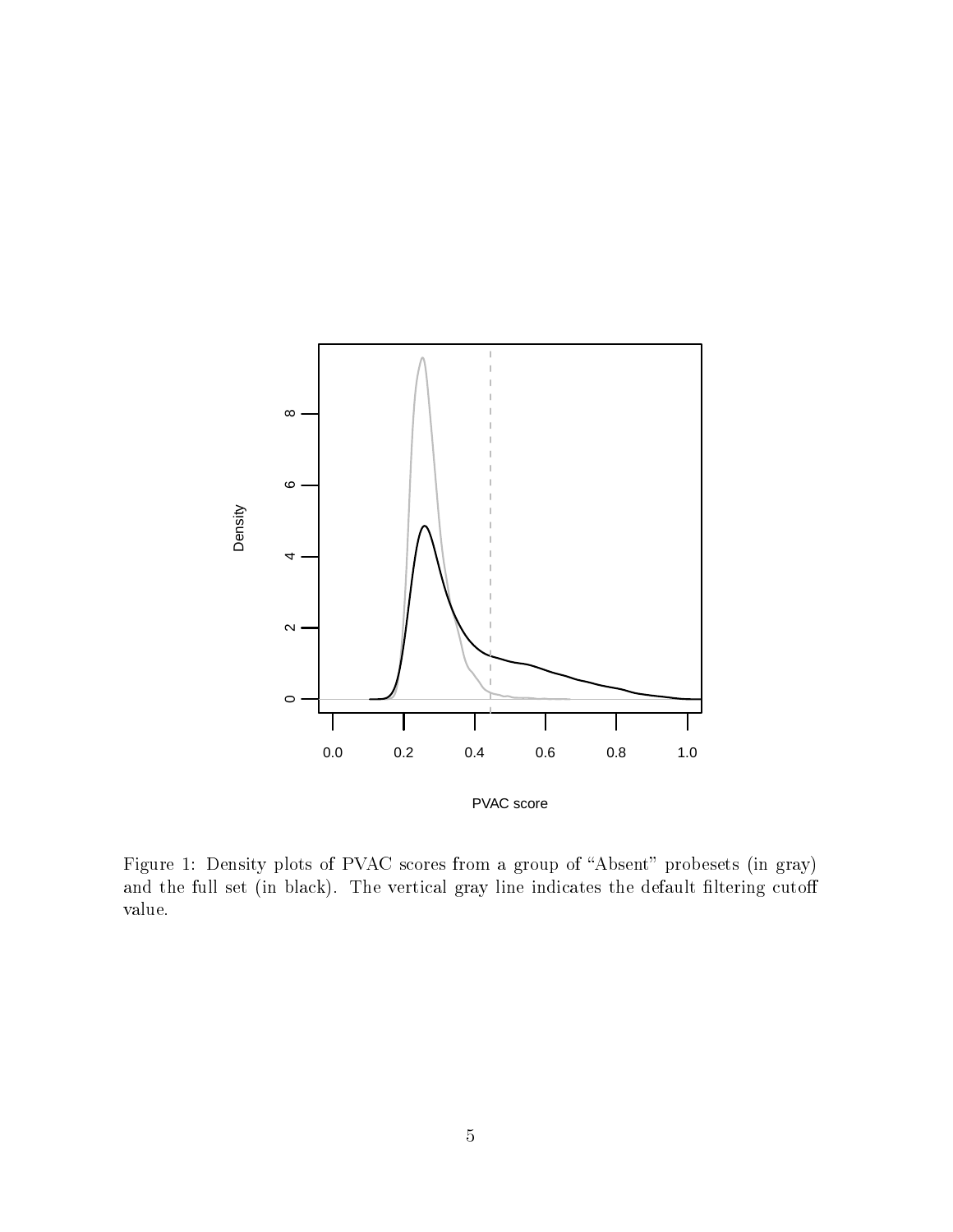Density

0

2

4

6

8

0.0

0.2

0.4

0.6

0.8

1.0

PVAC score

Figure 1: Density plots of PVAC scores from a group of "Absent" probesets (in gray) and the full set (in black). The vertical gray line indicates the default filtering cutoff value.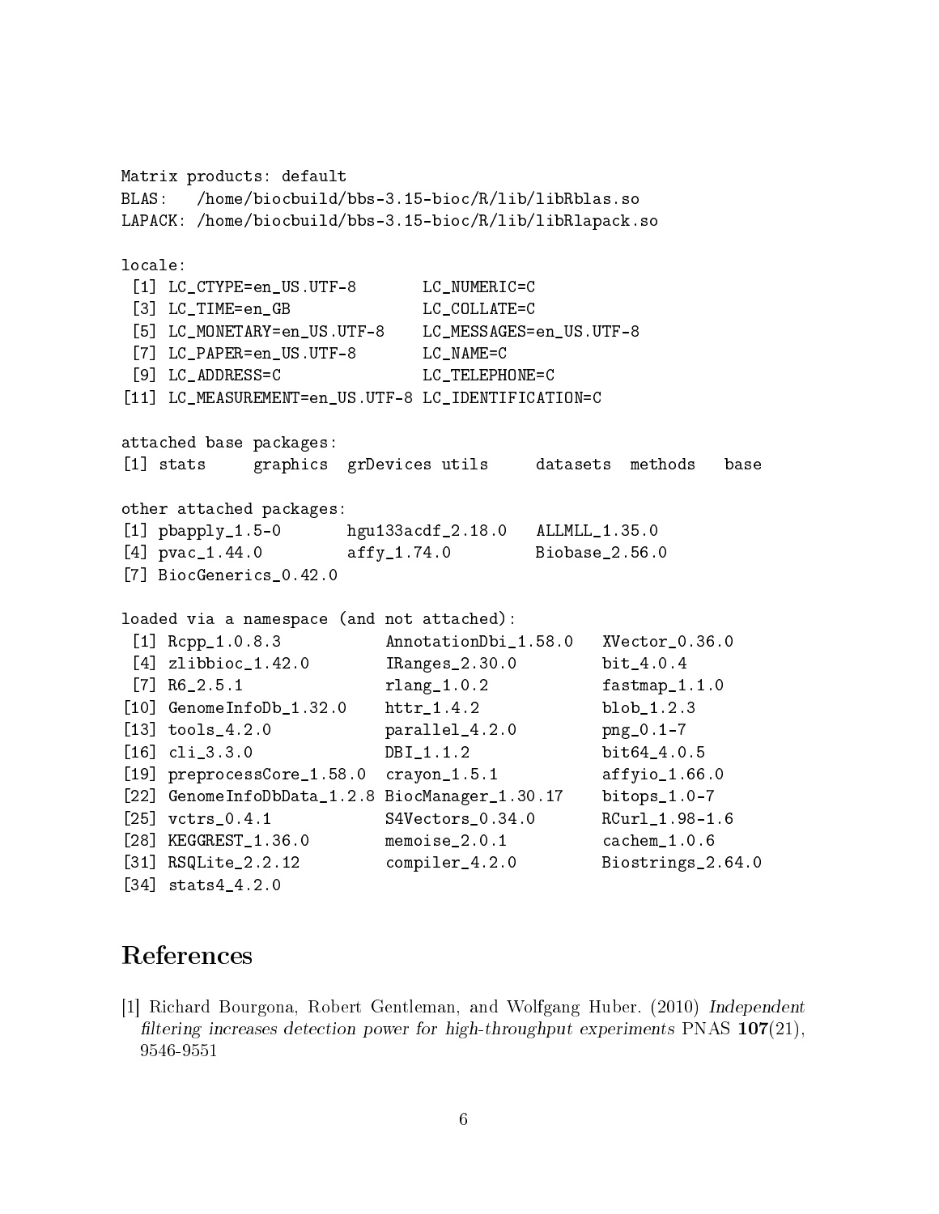```
Matrix products: default
BLAS:   /home/biocbuild/bbs-3.15-bioc/R/lib/libRblas.so
LAPACK: /home/biocbuild/bbs-3.15-bioc/R/lib/libRlapack.so

locale:
 [1] LC_CTYPE=en_US.UTF-8       LC_NUMERIC=C
 [3] LC_TIME=en_GB              LC_COLLATE=C
 [5] LC_MONETARY=en_US.UTF-8    LC_MESSAGES=en_US.UTF-8
 [7] LC_PAPER=en_US.UTF-8       LC_NAME=C
 [9] LC_ADDRESS=C               LC_TELEPHONE=C
[11] LC_MEASUREMENT=en_US.UTF-8 LC_IDENTIFICATION=C

attached base packages:
[1] stats     graphics  grDevices utils     datasets  methods   base

other attached packages:
[1] pbapply_1.5-0       hgu133acdf_2.18.0   ALLMLL_1.35.0
[4] pvac_1.44.0         affy_1.74.0         Biobase_2.56.0
[7] BiocGenerics_0.42.0

loaded via a namespace (and not attached):
 [1] Rcpp_1.0.8.3           AnnotationDbi_1.58.0   XVector_0.36.0
 [4] zlibbioc_1.42.0        IRanges_2.30.0         bit_4.0.4
 [7] R6_2.5.1               rlang_1.0.2            fastmap_1.1.0
[10] GenomeInfoDb_1.32.0    httr_1.4.2             blob_1.2.3
[13] tools_4.2.0            parallel_4.2.0         png_0.1-7
[16] cli_3.3.0              DBI_1.1.2              bit64_4.0.5
[19] preprocessCore_1.58.0  crayon_1.5.1           affyio_1.66.0
[22] GenomeInfoDbData_1.2.8 BiocManager_1.30.17    bitops_1.0-7
[25] vctrs_0.4.1            S4Vectors_0.34.0       RCurl_1.98-1.6
[28] KEGGREST_1.36.0        memoise_2.0.1          cachem_1.0.6
[31] RSQLite_2.2.12         compiler_4.2.0         Biostrings_2.64.0
[34] stats4_4.2.0
```

# References

[1] Richard Bourgona, Robert Gentleman, and Wolfgang Huber. (2010) *Independent filtering increases detection power for high-throughput experiments* PNAS **107**(21), 9546-9551